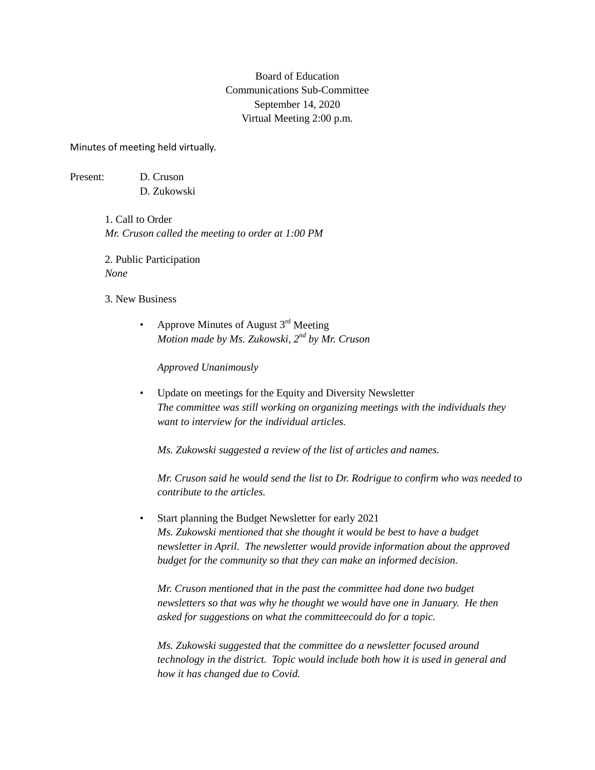Board of Education
Communications Sub-Committee
September 14, 2020
Virtual Meeting 2:00 p.m.

Minutes of meeting held virtually.

Present: D. Cruson
D. Zukowski

1. Call to Order
*Mr. Cruson called the meeting to order at 1:00 PM*

2. Public Participation
*None*

3. New Business

- Approve Minutes of August 3rd Meeting
  *Motion made by Ms. Zukowski, 2nd by Mr. Cruson*

  *Approved Unanimously*

- Update on meetings for the Equity and Diversity Newsletter
  *The committee was still working on organizing meetings with the individuals they want to interview for the individual articles.*

  *Ms. Zukowski suggested a review of the list of articles and names.*

  *Mr. Cruson said he would send the list to Dr. Rodrigue to confirm who was needed to contribute to the articles.*

- Start planning the Budget Newsletter for early 2021
  *Ms. Zukowski mentioned that she thought it would be best to have a budget newsletter in April. The newsletter would provide information about the approved budget for the community so that they can make an informed decision.*

  *Mr. Cruson mentioned that in the past the committee had done two budget newsletters so that was why he thought we would have one in January. He then asked for suggestions on what the committeecould do for a topic.*

  *Ms. Zukowski suggested that the committee do a newsletter focused around technology in the district. Topic would include both how it is used in general and how it has changed due to Covid.*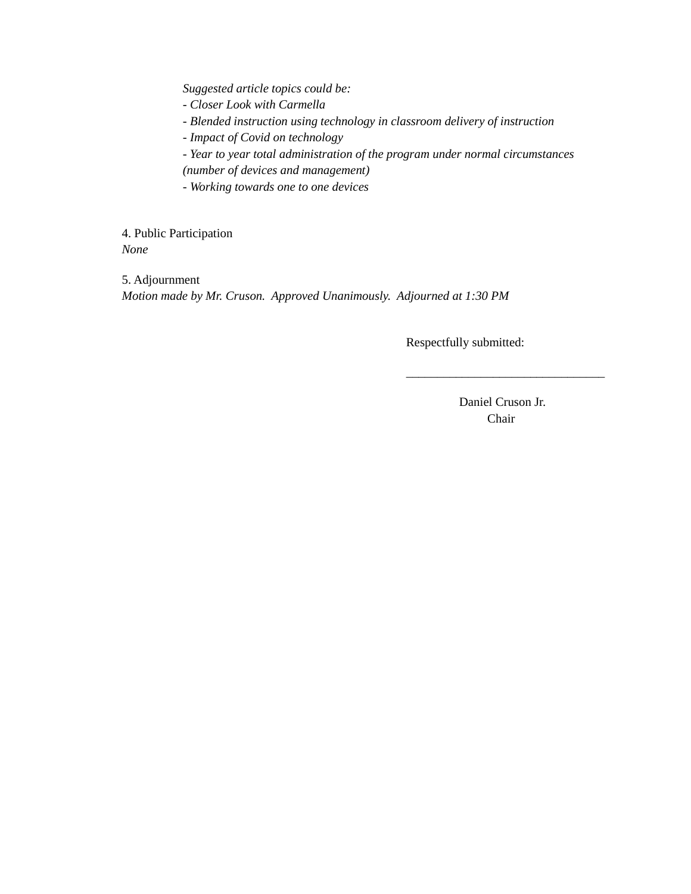*Suggested article topics could be:*
*- Closer Look with Carmella*
*- Blended instruction using technology in classroom delivery of instruction*
*- Impact of Covid on technology*
*- Year to year total administration of the program under normal circumstances (number of devices and management)*
*- Working towards one to one devices*

4. Public Participation
*None*

5. Adjournment
*Motion made by Mr. Cruson. Approved Unanimously. Adjourned at 1:30 PM*

Respectfully submitted:

________________________________

Daniel Cruson Jr.
Chair